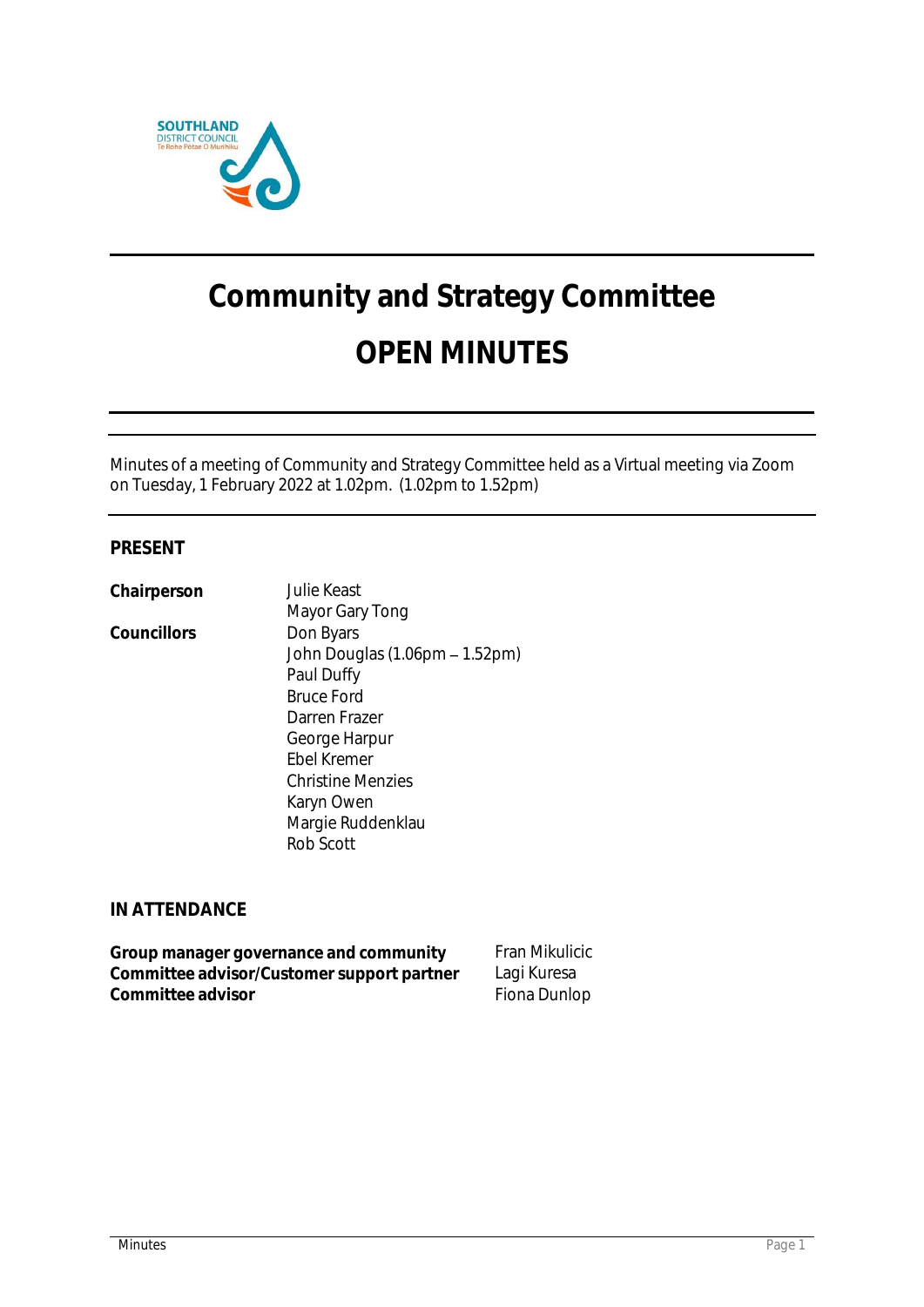# Community and Strategy Committee

# OPEN MINUTES

Minutes of a meeting of Community and Strategy Committee held as a Virtual meeting via Zoom on Tuesday, 1 February 2022 at 1.02pm. (1.02pm to 1.52pm)

## PRESENT

| | |
|---|---|
| **Chairperson** | Julie Keast |
| | Mayor Gary Tong |
| **Councillors** | Don Byars |
| | John Douglas (1.06pm – 1.52pm) |
| | Paul Duffy |
| | Bruce Ford |
| | Darren Frazer |
| | George Harpur |
| | Ebel Kremer |
| | Christine Menzies |
| | Karyn Owen |
| | Margie Ruddenklau |
| | Rob Scott |

## IN ATTENDANCE

| | |
|---|---|
| **Group manager governance and community** | Fran Mikulicic |
| **Committee advisor/Customer support partner** | Lagi Kuresa |
| **Committee advisor** | Fiona Dunlop |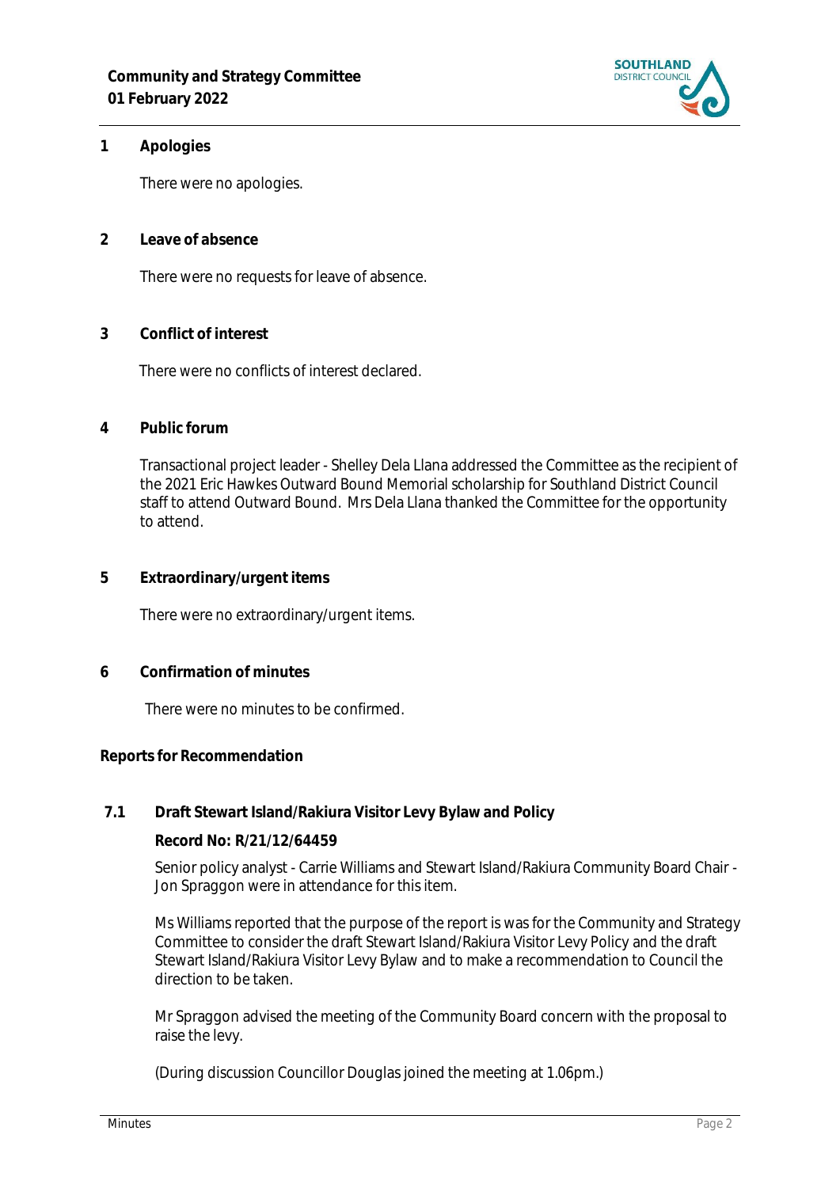## 1 Apologies

There were no apologies.

## 2 Leave of absence

There were no requests for leave of absence.

## 3 Conflict of interest

There were no conflicts of interest declared.

## 4 Public forum

Transactional project leader - Shelley Dela Llana addressed the Committee as the recipient of the 2021 Eric Hawkes Outward Bound Memorial scholarship for Southland District Council staff to attend Outward Bound. Mrs Dela Llana thanked the Committee for the opportunity to attend.

## 5 Extraordinary/urgent items

There were no extraordinary/urgent items.

## 6 Confirmation of minutes

There were no minutes to be confirmed.

## Reports for Recommendation

### 7.1 Draft Stewart Island/Rakiura Visitor Levy Bylaw and Policy

**Record No: R/21/12/64459**

Senior policy analyst - Carrie Williams and Stewart Island/Rakiura Community Board Chair - Jon Spraggon were in attendance for this item.

Ms Williams reported that the purpose of the report is was for the Community and Strategy Committee to consider the draft Stewart Island/Rakiura Visitor Levy Policy and the draft Stewart Island/Rakiura Visitor Levy Bylaw and to make a recommendation to Council the direction to be taken.

Mr Spraggon advised the meeting of the Community Board concern with the proposal to raise the levy.

(During discussion Councillor Douglas joined the meeting at 1.06pm.)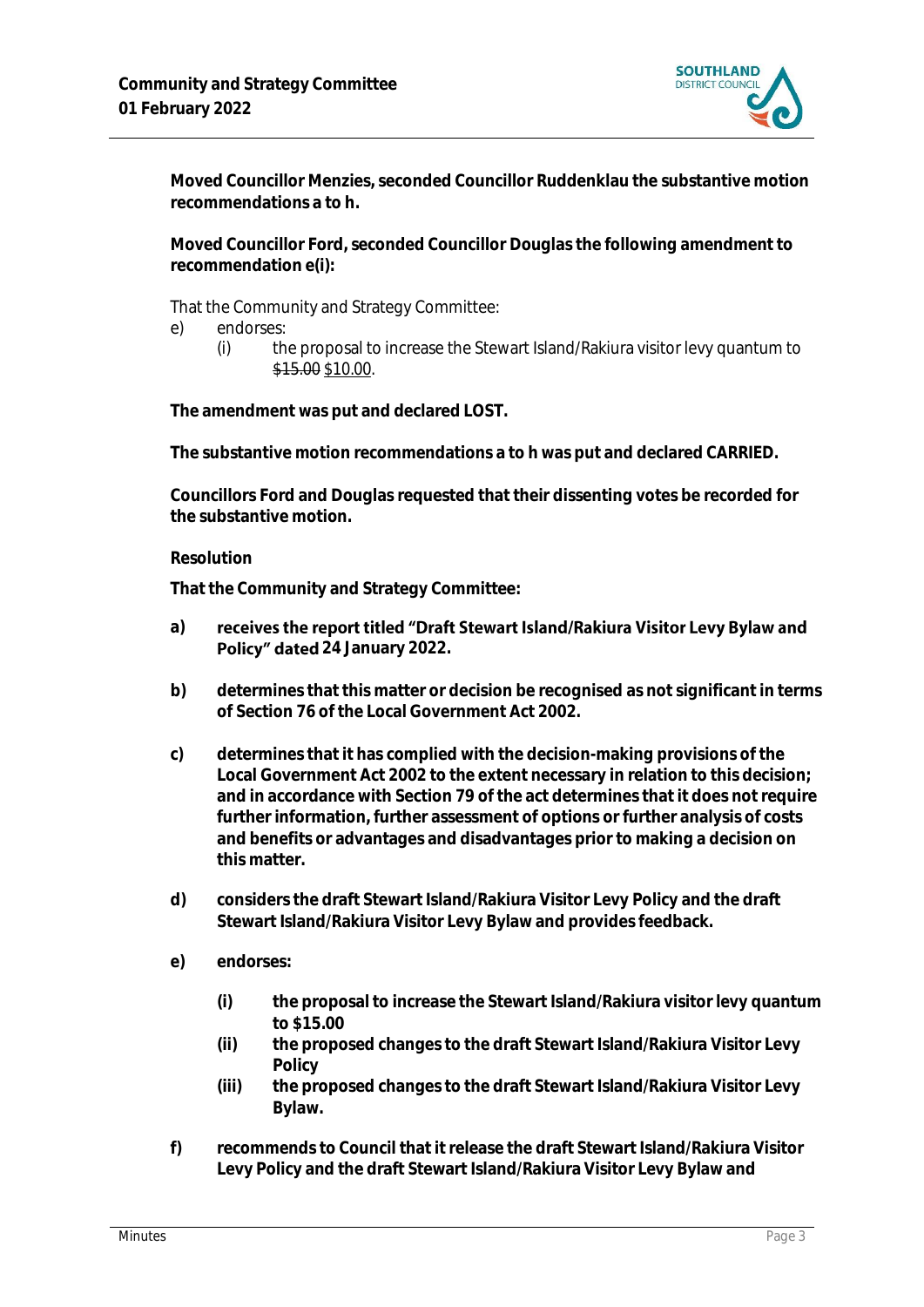**Moved Councillor Menzies, seconded Councillor Ruddenklau the substantive motion recommendations a to h.**

**Moved Councillor Ford, seconded Councillor Douglas the following amendment to recommendation e(i):**

That the Community and Strategy Committee:

e) endorses:

(i) the proposal to increase the Stewart Island/Rakiura visitor levy quantum to ~~$15.00~~ <u>$10.00</u>.

**The amendment was put and declared LOST.**

**The substantive motion recommendations a to h was put and declared CARRIED.**

**Councillors Ford and Douglas requested that their dissenting votes be recorded for the substantive motion.**

**Resolution**

**That the Community and Strategy Committee:**

**a) receives the report titled "Draft Stewart Island/Rakiura Visitor Levy Bylaw and Policy" dated 24 January 2022.**

**b) determines that this matter or decision be recognised as not significant in terms of Section 76 of the Local Government Act 2002.**

**c) determines that it has complied with the decision-making provisions of the Local Government Act 2002 to the extent necessary in relation to this decision; and in accordance with Section 79 of the act determines that it does not require further information, further assessment of options or further analysis of costs and benefits or advantages and disadvantages prior to making a decision on this matter.**

**d) considers the draft Stewart Island/Rakiura Visitor Levy Policy and the draft Stewart Island/Rakiura Visitor Levy Bylaw and provides feedback.**

**e) endorses:**

**(i) the proposal to increase the Stewart Island/Rakiura visitor levy quantum to $15.00**

**(ii) the proposed changes to the draft Stewart Island/Rakiura Visitor Levy Policy**

**(iii) the proposed changes to the draft Stewart Island/Rakiura Visitor Levy Bylaw.**

**f) recommends to Council that it release the draft Stewart Island/Rakiura Visitor Levy Policy and the draft Stewart Island/Rakiura Visitor Levy Bylaw and**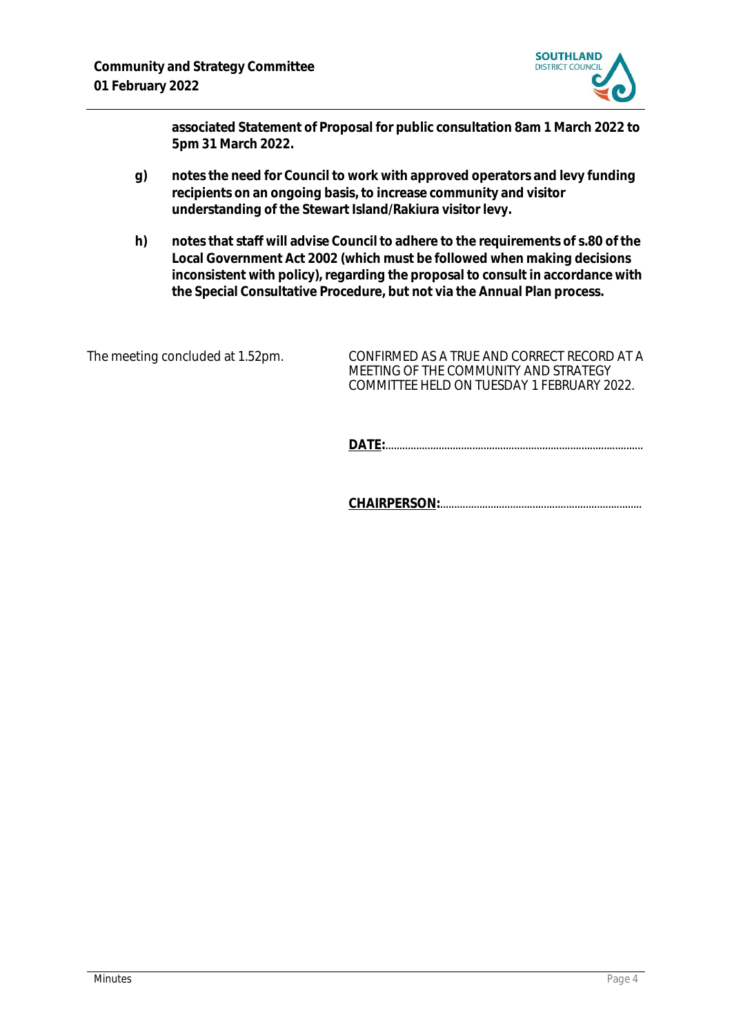**associated Statement of Proposal for public consultation 8am 1 March 2022 to 5pm 31 March 2022.**

**g) notes the need for Council to work with approved operators and levy funding recipients on an ongoing basis, to increase community and visitor understanding of the Stewart Island/Rakiura visitor levy.**

**h) notes that staff will advise Council to adhere to the requirements of s.80 of the Local Government Act 2002 (which must be followed when making decisions inconsistent with policy), regarding the proposal to consult in accordance with the Special Consultative Procedure, but not via the Annual Plan process.**

The meeting concluded at 1.52pm.

CONFIRMED AS A TRUE AND CORRECT RECORD AT A MEETING OF THE COMMUNITY AND STRATEGY COMMITTEE HELD ON TUESDAY 1 FEBRUARY 2022.

**DATE:**...........................................................................................

**CHAIRPERSON:**......................................................................